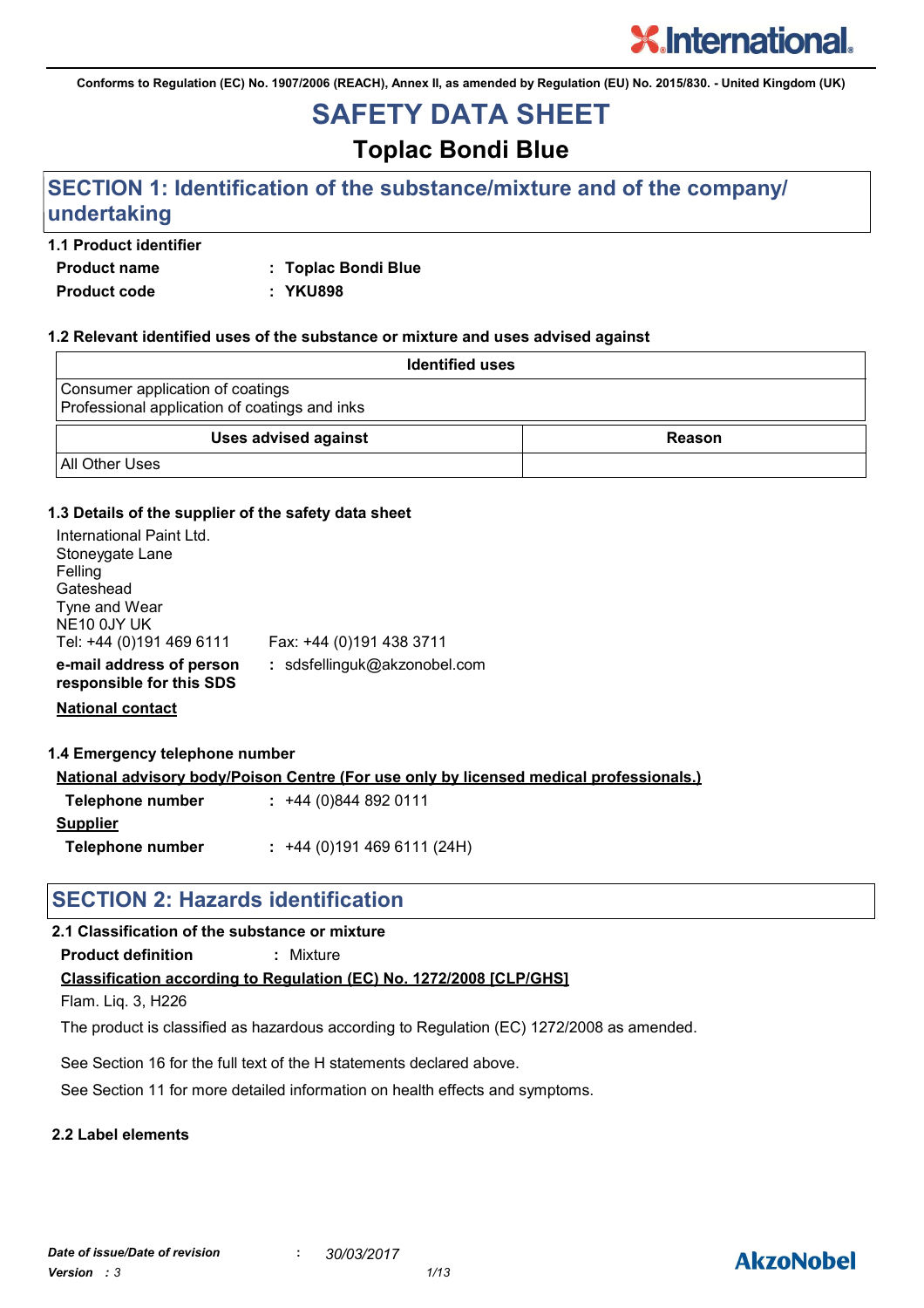Conforms to Regulation (EC) No. 1907/2006 (REACH), Annex II, as amended by Regulation (EU) No. 2015/830. - United Kingdom (UK)

# SAFETY DATA SHEET

## Toplac Bondi Blue

## SECTION 1: Identification of the substance/mixture and of the company/ undertaking

### 1.1 Product identifier

**Product name** : **Toplac Bondi Blue**

**Product code** : **YKU898**

### 1.2 Relevant identified uses of the substance or mixture and uses advised against

| Identified uses |
|---|
| Consumer application of coatings<br>Professional application of coatings and inks |

| Uses advised against | Reason |
|---|---|
| All Other Uses | |

### 1.3 Details of the supplier of the safety data sheet

International Paint Ltd.
Stoneygate Lane
Felling
Gateshead
Tyne and Wear
NE10 0JY UK
Tel: +44 (0)191 469 6111 Fax: +44 (0)191 438 3711

**e-mail address of person responsible for this SDS** : sdsfellinguk@akzonobel.com

**National contact**

### 1.4 Emergency telephone number

**National advisory body/Poison Centre (For use only by licensed medical professionals.)**

**Telephone number** : +44 (0)844 892 0111

**Supplier**

**Telephone number** : +44 (0)191 469 6111 (24H)

## SECTION 2: Hazards identification

### 2.1 Classification of the substance or mixture

**Product definition** : Mixture

**Classification according to Regulation (EC) No. 1272/2008 [CLP/GHS]**

Flam. Liq. 3, H226

The product is classified as hazardous according to Regulation (EC) 1272/2008 as amended.

See Section 16 for the full text of the H statements declared above.

See Section 11 for more detailed information on health effects and symptoms.

### 2.2 Label elements

*Date of issue/Date of revision* : *30/03/2017*
*Version* : *3*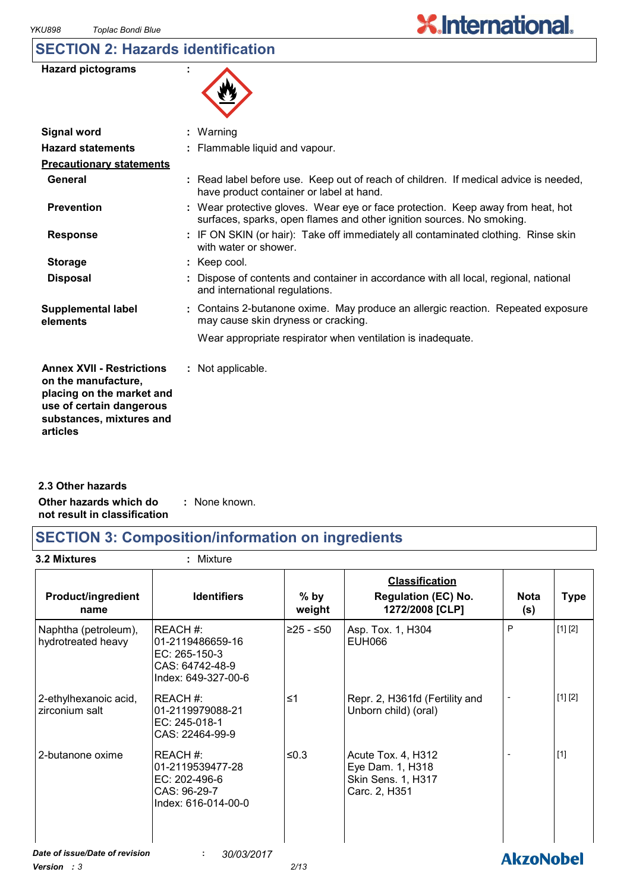## SECTION 2: Hazards identification

**Hazard pictograms** :

**Signal word** : Warning

**Hazard statements** : Flammable liquid and vapour.

**Precautionary statements**

**General** : Read label before use. Keep out of reach of children. If medical advice is needed, have product container or label at hand.

**Prevention** : Wear protective gloves. Wear eye or face protection. Keep away from heat, hot surfaces, sparks, open flames and other ignition sources. No smoking.

**Response** : IF ON SKIN (or hair): Take off immediately all contaminated clothing. Rinse skin with water or shower.

**Storage** : Keep cool.

**Disposal** : Dispose of contents and container in accordance with all local, regional, national and international regulations.

**Supplemental label elements** : Contains 2-butanone oxime. May produce an allergic reaction. Repeated exposure may cause skin dryness or cracking.

Wear appropriate respirator when ventilation is inadequate.

**Annex XVII - Restrictions on the manufacture, placing on the market and use of certain dangerous substances, mixtures and articles** : Not applicable.

### 2.3 Other hazards

**Other hazards which do not result in classification** : None known.

## SECTION 3: Composition/information on ingredients

**3.2 Mixtures** : Mixture

| Product/ingredient name | Identifiers | % by weight | Classification Regulation (EC) No. 1272/2008 [CLP] | Nota (s) | Type |
|---|---|---|---|---|---|
| Naphtha (petroleum), hydrotreated heavy | REACH #: 01-2119486659-16<br>EC: 265-150-3<br>CAS: 64742-48-9<br>Index: 649-327-00-6 | ≥25 - ≤50 | Asp. Tox. 1, H304<br>EUH066 | P | [1] [2] |
| 2-ethylhexanoic acid, zirconium salt | REACH #: 01-2119979088-21<br>EC: 245-018-1<br>CAS: 22464-99-9 | ≤1 | Repr. 2, H361fd (Fertility and Unborn child) (oral) | - | [1] [2] |
| 2-butanone oxime | REACH #: 01-2119539477-28<br>EC: 202-496-6<br>CAS: 96-29-7<br>Index: 616-014-00-0 | ≤0.3 | Acute Tox. 4, H312<br>Eye Dam. 1, H318<br>Skin Sens. 1, H317<br>Carc. 2, H351 | - | [1] |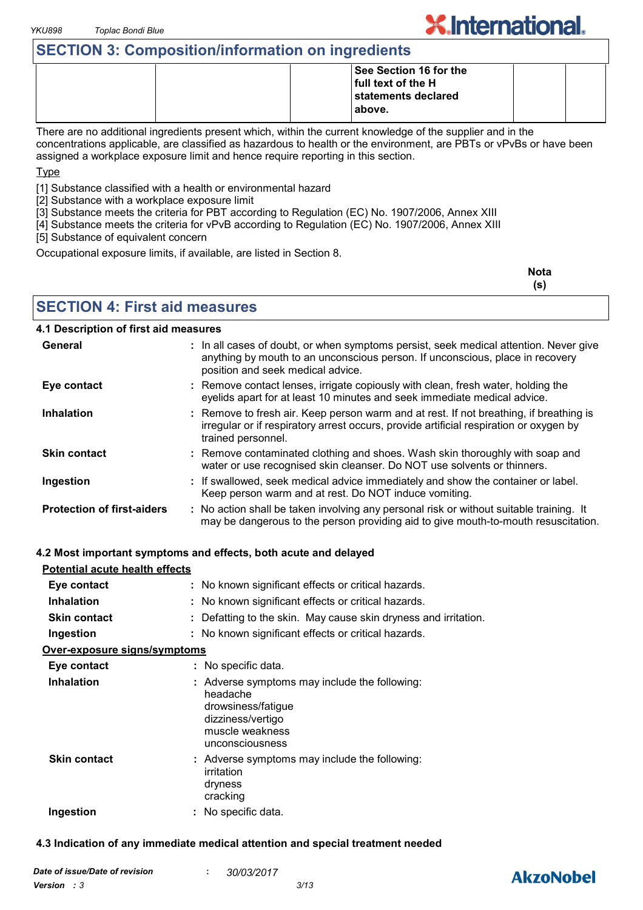## SECTION 3: Composition/information on ingredients

| | | | | | |
|---|---|---|---|---|---|
| | | | **See Section 16 for the full text of the H statements declared above.** | | |

There are no additional ingredients present which, within the current knowledge of the supplier and in the concentrations applicable, are classified as hazardous to health or the environment, are PBTs or vPvBs or have been assigned a workplace exposure limit and hence require reporting in this section.

Type

[1] Substance classified with a health or environmental hazard
[2] Substance with a workplace exposure limit
[3] Substance meets the criteria for PBT according to Regulation (EC) No. 1907/2006, Annex XIII
[4] Substance meets the criteria for vPvB according to Regulation (EC) No. 1907/2006, Annex XIII
[5] Substance of equivalent concern

Occupational exposure limits, if available, are listed in Section 8.

**Nota (s)**

## SECTION 4: First aid measures

### 4.1 Description of first aid measures

| | |
|---|---|
| **General** | : In all cases of doubt, or when symptoms persist, seek medical attention. Never give anything by mouth to an unconscious person. If unconscious, place in recovery position and seek medical advice. |
| **Eye contact** | : Remove contact lenses, irrigate copiously with clean, fresh water, holding the eyelids apart for at least 10 minutes and seek immediate medical advice. |
| **Inhalation** | : Remove to fresh air. Keep person warm and at rest. If not breathing, if breathing is irregular or if respiratory arrest occurs, provide artificial respiration or oxygen by trained personnel. |
| **Skin contact** | : Remove contaminated clothing and shoes. Wash skin thoroughly with soap and water or use recognised skin cleanser. Do NOT use solvents or thinners. |
| **Ingestion** | : If swallowed, seek medical advice immediately and show the container or label. Keep person warm and at rest. Do NOT induce vomiting. |
| **Protection of first-aiders** | : No action shall be taken involving any personal risk or without suitable training. It may be dangerous to the person providing aid to give mouth-to-mouth resuscitation. |

### 4.2 Most important symptoms and effects, both acute and delayed

**Potential acute health effects**

| | |
|---|---|
| **Eye contact** | : No known significant effects or critical hazards. |
| **Inhalation** | : No known significant effects or critical hazards. |
| **Skin contact** | : Defatting to the skin. May cause skin dryness and irritation. |
| **Ingestion** | : No known significant effects or critical hazards. |

**Over-exposure signs/symptoms**

| | |
|---|---|
| **Eye contact** | : No specific data. |
| **Inhalation** | : Adverse symptoms may include the following: headache drowsiness/fatigue dizziness/vertigo muscle weakness unconsciousness |
| **Skin contact** | : Adverse symptoms may include the following: irritation dryness cracking |
| **Ingestion** | : No specific data. |

### 4.3 Indication of any immediate medical attention and special treatment needed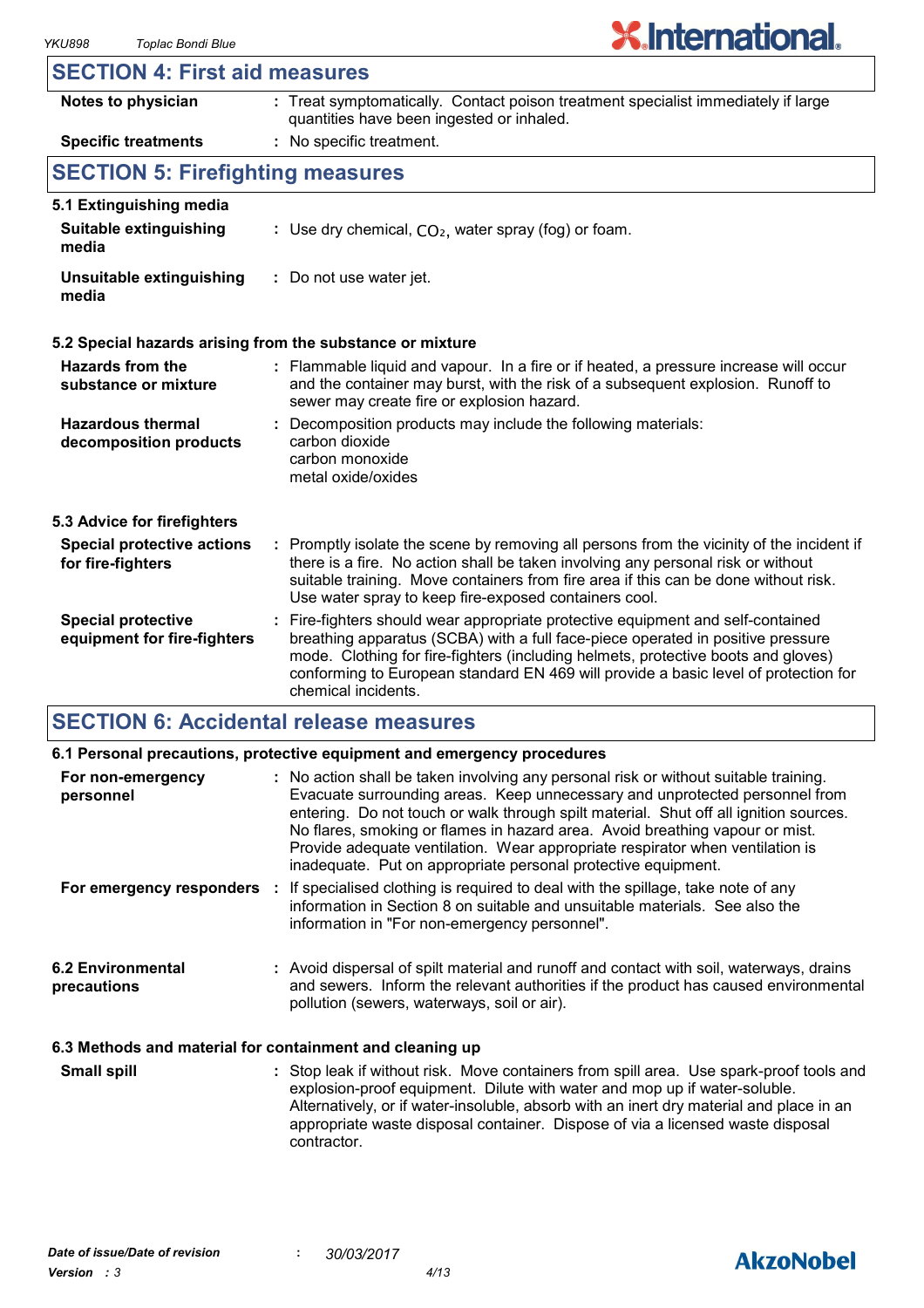## SECTION 4: First aid measures

| | |
|---|---|
| **Notes to physician** | Treat symptomatically. Contact poison treatment specialist immediately if large quantities have been ingested or inhaled. |
| **Specific treatments** | No specific treatment. |

## SECTION 5: Firefighting measures

### 5.1 Extinguishing media

| | |
|---|---|
| **Suitable extinguishing media** | Use dry chemical, $CO_2$, water spray (fog) or foam. |
| **Unsuitable extinguishing media** | Do not use water jet. |

### 5.2 Special hazards arising from the substance or mixture

| | |
|---|---|
| **Hazards from the substance or mixture** | Flammable liquid and vapour. In a fire or if heated, a pressure increase will occur and the container may burst, with the risk of a subsequent explosion. Runoff to sewer may create fire or explosion hazard. |
| **Hazardous thermal decomposition products** | Decomposition products may include the following materials: carbon dioxide, carbon monoxide, metal oxide/oxides |

### 5.3 Advice for firefighters

| | |
|---|---|
| **Special protective actions for fire-fighters** | Promptly isolate the scene by removing all persons from the vicinity of the incident if there is a fire. No action shall be taken involving any personal risk or without suitable training. Move containers from fire area if this can be done without risk. Use water spray to keep fire-exposed containers cool. |
| **Special protective equipment for fire-fighters** | Fire-fighters should wear appropriate protective equipment and self-contained breathing apparatus (SCBA) with a full face-piece operated in positive pressure mode. Clothing for fire-fighters (including helmets, protective boots and gloves) conforming to European standard EN 469 will provide a basic level of protection for chemical incidents. |

## SECTION 6: Accidental release measures

### 6.1 Personal precautions, protective equipment and emergency procedures

| | |
|---|---|
| **For non-emergency personnel** | No action shall be taken involving any personal risk or without suitable training. Evacuate surrounding areas. Keep unnecessary and unprotected personnel from entering. Do not touch or walk through spilt material. Shut off all ignition sources. No flares, smoking or flames in hazard area. Avoid breathing vapour or mist. Provide adequate ventilation. Wear appropriate respirator when ventilation is inadequate. Put on appropriate personal protective equipment. |
| **For emergency responders** | If specialised clothing is required to deal with the spillage, take note of any information in Section 8 on suitable and unsuitable materials. See also the information in "For non-emergency personnel". |

| | |
|---|---|
| **6.2 Environmental precautions** | Avoid dispersal of spilt material and runoff and contact with soil, waterways, drains and sewers. Inform the relevant authorities if the product has caused environmental pollution (sewers, waterways, soil or air). |

### 6.3 Methods and material for containment and cleaning up

| | |
|---|---|
| **Small spill** | Stop leak if without risk. Move containers from spill area. Use spark-proof tools and explosion-proof equipment. Dilute with water and mop up if water-soluble. Alternatively, or if water-insoluble, absorb with an inert dry material and place in an appropriate waste disposal container. Dispose of via a licensed waste disposal contractor. |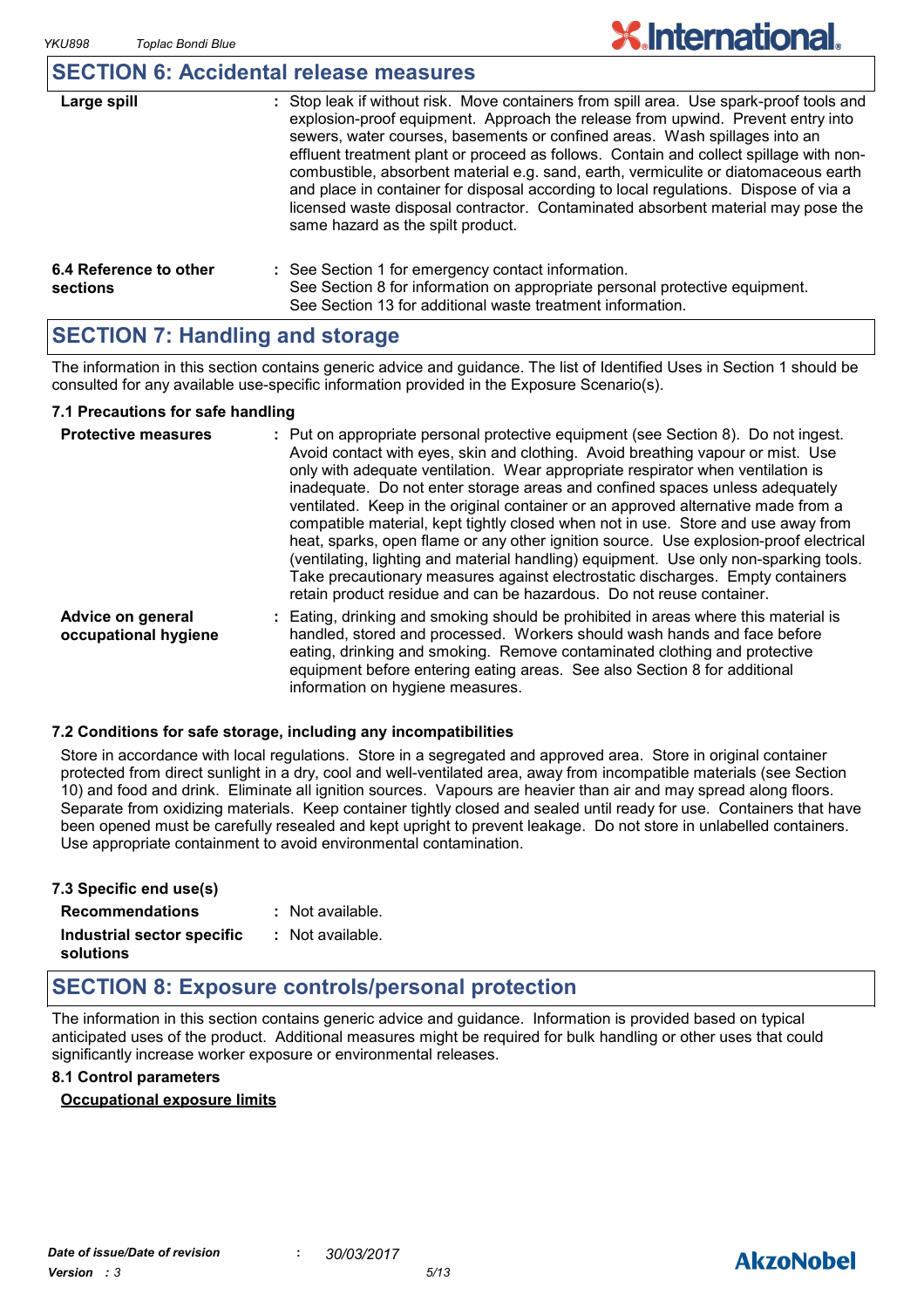## SECTION 6: Accidental release measures

| | |
|---|---|
| **Large spill** | : Stop leak if without risk. Move containers from spill area. Use spark-proof tools and explosion-proof equipment. Approach the release from upwind. Prevent entry into sewers, water courses, basements or confined areas. Wash spillages into an effluent treatment plant or proceed as follows. Contain and collect spillage with non-combustible, absorbent material e.g. sand, earth, vermiculite or diatomaceous earth and place in container for disposal according to local regulations. Dispose of via a licensed waste disposal contractor. Contaminated absorbent material may pose the same hazard as the spilt product. |

| | |
|---|---|
| **6.4 Reference to other sections** | : See Section 1 for emergency contact information.<br>See Section 8 for information on appropriate personal protective equipment.<br>See Section 13 for additional waste treatment information. |

## SECTION 7: Handling and storage

The information in this section contains generic advice and guidance. The list of Identified Uses in Section 1 should be consulted for any available use-specific information provided in the Exposure Scenario(s).

### 7.1 Precautions for safe handling

| | |
|---|---|
| **Protective measures** | : Put on appropriate personal protective equipment (see Section 8). Do not ingest. Avoid contact with eyes, skin and clothing. Avoid breathing vapour or mist. Use only with adequate ventilation. Wear appropriate respirator when ventilation is inadequate. Do not enter storage areas and confined spaces unless adequately ventilated. Keep in the original container or an approved alternative made from a compatible material, kept tightly closed when not in use. Store and use away from heat, sparks, open flame or any other ignition source. Use explosion-proof electrical (ventilating, lighting and material handling) equipment. Use only non-sparking tools. Take precautionary measures against electrostatic discharges. Empty containers retain product residue and can be hazardous. Do not reuse container. |
| **Advice on general occupational hygiene** | : Eating, drinking and smoking should be prohibited in areas where this material is handled, stored and processed. Workers should wash hands and face before eating, drinking and smoking. Remove contaminated clothing and protective equipment before entering eating areas. See also Section 8 for additional information on hygiene measures. |

### 7.2 Conditions for safe storage, including any incompatibilities

Store in accordance with local regulations. Store in a segregated and approved area. Store in original container protected from direct sunlight in a dry, cool and well-ventilated area, away from incompatible materials (see Section 10) and food and drink. Eliminate all ignition sources. Vapours are heavier than air and may spread along floors. Separate from oxidizing materials. Keep container tightly closed and sealed until ready for use. Containers that have been opened must be carefully resealed and kept upright to prevent leakage. Do not store in unlabelled containers. Use appropriate containment to avoid environmental contamination.

### 7.3 Specific end use(s)

| | |
|---|---|
| **Recommendations** | : Not available. |
| **Industrial sector specific solutions** | : Not available. |

## SECTION 8: Exposure controls/personal protection

The information in this section contains generic advice and guidance. Information is provided based on typical anticipated uses of the product. Additional measures might be required for bulk handling or other uses that could significantly increase worker exposure or environmental releases.

### 8.1 Control parameters

**Occupational exposure limits**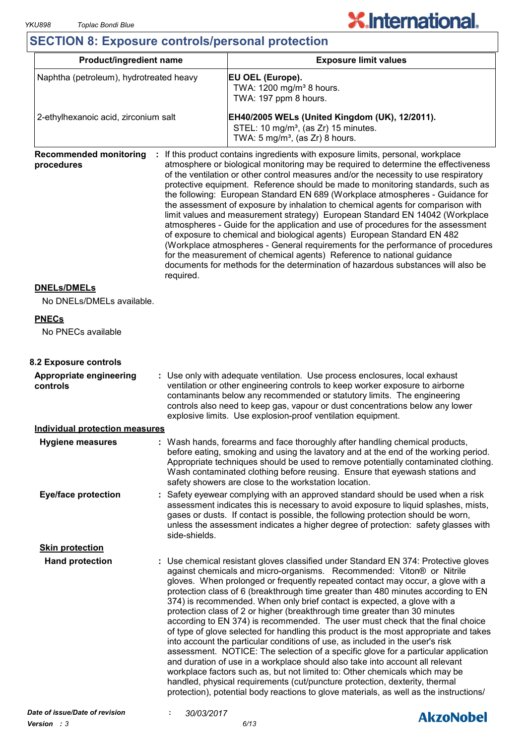## SECTION 8: Exposure controls/personal protection

| Product/ingredient name | Exposure limit values |
|---|---|
| Naphtha (petroleum), hydrotreated heavy | **EU OEL (Europe).**<br>TWA: 1200 mg/m³ 8 hours.<br>TWA: 197 ppm 8 hours. |
| 2-ethylhexanoic acid, zirconium salt | **EH40/2005 WELs (United Kingdom (UK), 12/2011).**<br>STEL: 10 mg/m³, (as Zr) 15 minutes.<br>TWA: 5 mg/m³, (as Zr) 8 hours. |

**Recommended monitoring procedures** : If this product contains ingredients with exposure limits, personal, workplace atmosphere or biological monitoring may be required to determine the effectiveness of the ventilation or other control measures and/or the necessity to use respiratory protective equipment. Reference should be made to monitoring standards, such as the following: European Standard EN 689 (Workplace atmospheres - Guidance for the assessment of exposure by inhalation to chemical agents for comparison with limit values and measurement strategy) European Standard EN 14042 (Workplace atmospheres - Guide for the application and use of procedures for the assessment of exposure to chemical and biological agents) European Standard EN 482 (Workplace atmospheres - General requirements for the performance of procedures for the measurement of chemical agents) Reference to national guidance documents for methods for the determination of hazardous substances will also be required.

**DNELs/DMELs**

No DNELs/DMELs available.

**PNECs**

No PNECs available

### 8.2 Exposure controls

**Appropriate engineering controls** : Use only with adequate ventilation. Use process enclosures, local exhaust ventilation or other engineering controls to keep worker exposure to airborne contaminants below any recommended or statutory limits. The engineering controls also need to keep gas, vapour or dust concentrations below any lower explosive limits. Use explosion-proof ventilation equipment.

**Individual protection measures**

**Hygiene measures** : Wash hands, forearms and face thoroughly after handling chemical products, before eating, smoking and using the lavatory and at the end of the working period. Appropriate techniques should be used to remove potentially contaminated clothing. Wash contaminated clothing before reusing. Ensure that eyewash stations and safety showers are close to the workstation location.

**Eye/face protection** : Safety eyewear complying with an approved standard should be used when a risk assessment indicates this is necessary to avoid exposure to liquid splashes, mists, gases or dusts. If contact is possible, the following protection should be worn, unless the assessment indicates a higher degree of protection: safety glasses with side-shields.

**Skin protection**

**Hand protection** : Use chemical resistant gloves classified under Standard EN 374: Protective gloves against chemicals and micro-organisms. Recommended: Viton® or Nitrile gloves. When prolonged or frequently repeated contact may occur, a glove with a protection class of 6 (breakthrough time greater than 480 minutes according to EN 374) is recommended. When only brief contact is expected, a glove with a protection class of 2 or higher (breakthrough time greater than 30 minutes according to EN 374) is recommended. The user must check that the final choice of type of glove selected for handling this product is the most appropriate and takes into account the particular conditions of use, as included in the user's risk assessment. NOTICE: The selection of a specific glove for a particular application and duration of use in a workplace should also take into account all relevant workplace factors such as, but not limited to: Other chemicals which may be handled, physical requirements (cut/puncture protection, dexterity, thermal protection), potential body reactions to glove materials, as well as the instructions/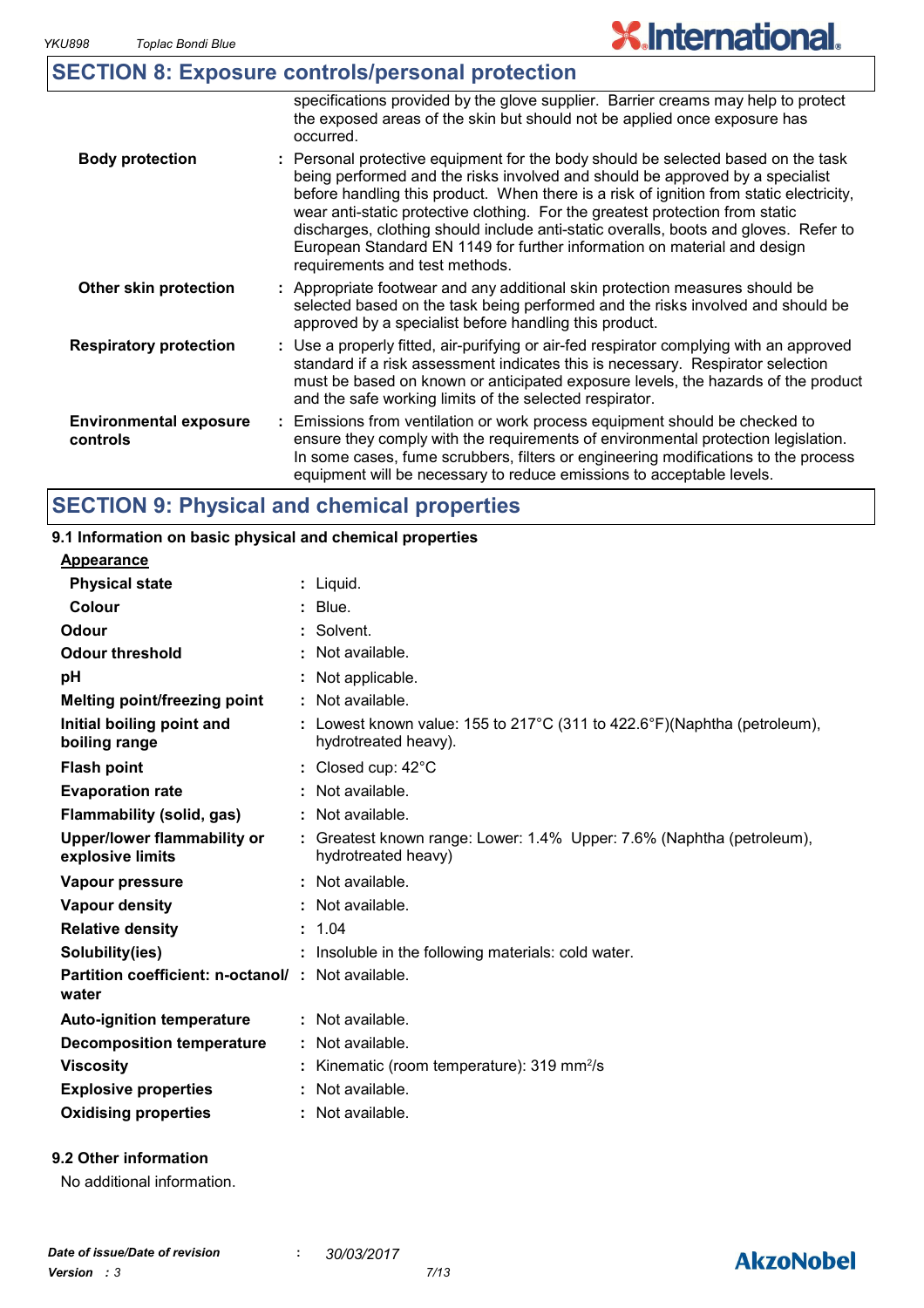## SECTION 8: Exposure controls/personal protection

|  |  |
|---|---|
|  | specifications provided by the glove supplier. Barrier creams may help to protect the exposed areas of the skin but should not be applied once exposure has occurred. |
| **Body protection** | : Personal protective equipment for the body should be selected based on the task being performed and the risks involved and should be approved by a specialist before handling this product. When there is a risk of ignition from static electricity, wear anti-static protective clothing. For the greatest protection from static discharges, clothing should include anti-static overalls, boots and gloves. Refer to European Standard EN 1149 for further information on material and design requirements and test methods. |
| **Other skin protection** | : Appropriate footwear and any additional skin protection measures should be selected based on the task being performed and the risks involved and should be approved by a specialist before handling this product. |
| **Respiratory protection** | : Use a properly fitted, air-purifying or air-fed respirator complying with an approved standard if a risk assessment indicates this is necessary. Respirator selection must be based on known or anticipated exposure levels, the hazards of the product and the safe working limits of the selected respirator. |
| **Environmental exposure controls** | : Emissions from ventilation or work process equipment should be checked to ensure they comply with the requirements of environmental protection legislation. In some cases, fume scrubbers, filters or engineering modifications to the process equipment will be necessary to reduce emissions to acceptable levels. |

## SECTION 9: Physical and chemical properties

### 9.1 Information on basic physical and chemical properties

**Appearance**

|  |  |
|---|---|
| **Physical state** | : Liquid. |
| **Colour** | : Blue. |
| **Odour** | : Solvent. |
| **Odour threshold** | : Not available. |
| **pH** | : Not applicable. |
| **Melting point/freezing point** | : Not available. |
| **Initial boiling point and boiling range** | : Lowest known value: 155 to 217°C (311 to 422.6°F)(Naphtha (petroleum), hydrotreated heavy). |
| **Flash point** | : Closed cup: 42°C |
| **Evaporation rate** | : Not available. |
| **Flammability (solid, gas)** | : Not available. |
| **Upper/lower flammability or explosive limits** | : Greatest known range: Lower: 1.4% Upper: 7.6% (Naphtha (petroleum), hydrotreated heavy) |
| **Vapour pressure** | : Not available. |
| **Vapour density** | : Not available. |
| **Relative density** | : 1.04 |
| **Solubility(ies)** | : Insoluble in the following materials: cold water. |
| **Partition coefficient: n-octanol/ water** | : Not available. |
| **Auto-ignition temperature** | : Not available. |
| **Decomposition temperature** | : Not available. |
| **Viscosity** | : Kinematic (room temperature): 319 $mm^2/s$ |
| **Explosive properties** | : Not available. |
| **Oxidising properties** | : Not available. |

### 9.2 Other information

No additional information.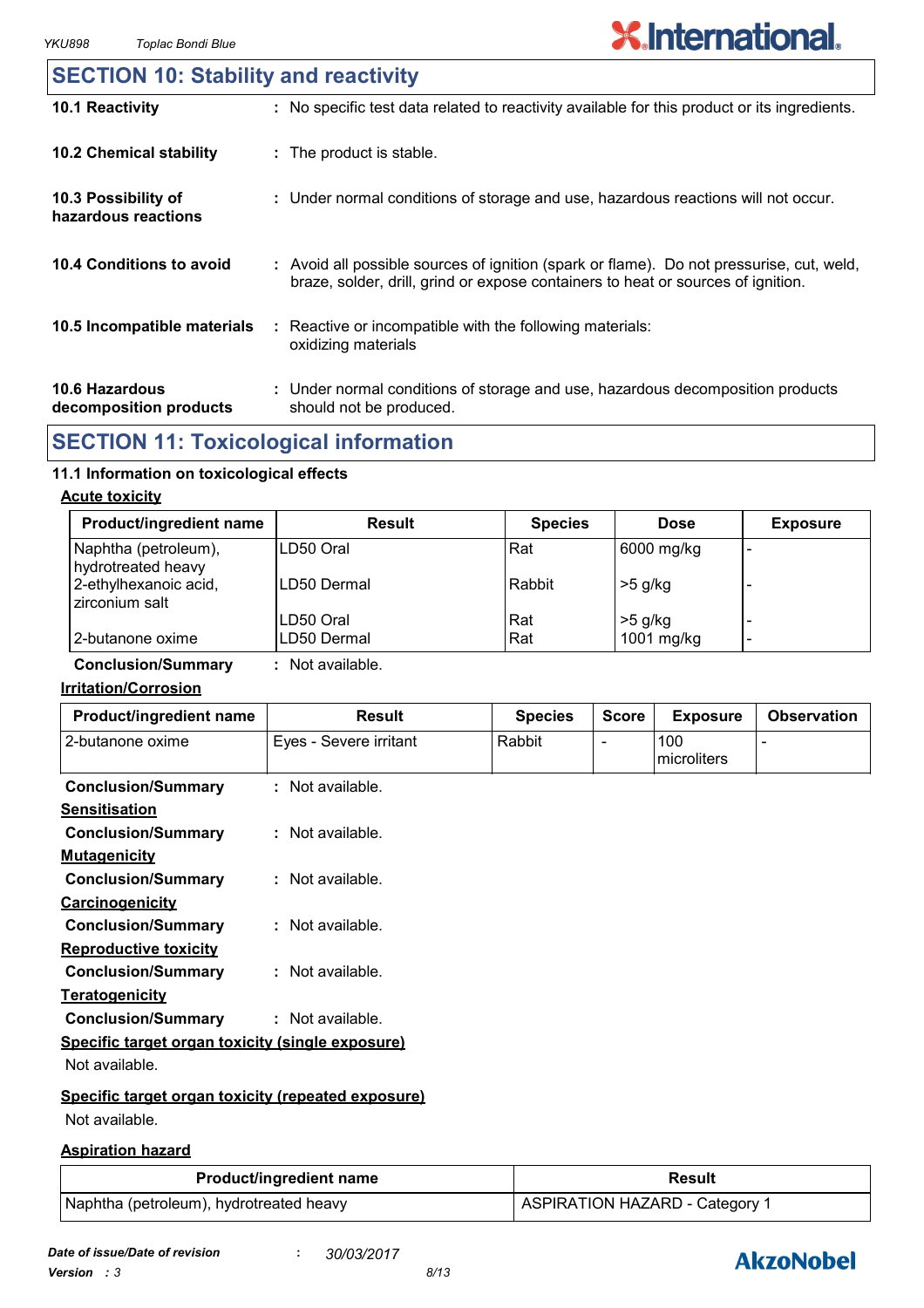## SECTION 10: Stability and reactivity

**10.1 Reactivity** : No specific test data related to reactivity available for this product or its ingredients.

**10.2 Chemical stability** : The product is stable.

**10.3 Possibility of hazardous reactions** : Under normal conditions of storage and use, hazardous reactions will not occur.

**10.4 Conditions to avoid** : Avoid all possible sources of ignition (spark or flame). Do not pressurise, cut, weld, braze, solder, drill, grind or expose containers to heat or sources of ignition.

**10.5 Incompatible materials** : Reactive or incompatible with the following materials: oxidizing materials

**10.6 Hazardous decomposition products** : Under normal conditions of storage and use, hazardous decomposition products should not be produced.

## SECTION 11: Toxicological information

### 11.1 Information on toxicological effects

**Acute toxicity**

| Product/ingredient name | Result | Species | Dose | Exposure |
|---|---|---|---|---|
| Naphtha (petroleum), hydrotreated heavy | LD50 Oral | Rat | 6000 mg/kg | - |
| 2-ethylhexanoic acid, zirconium salt | LD50 Dermal | Rabbit | >5 g/kg | - |
| | LD50 Oral | Rat | >5 g/kg | - |
| 2-butanone oxime | LD50 Dermal | Rat | 1001 mg/kg | - |

**Conclusion/Summary** : Not available.

**Irritation/Corrosion**

| Product/ingredient name | Result | Species | Score | Exposure | Observation |
|---|---|---|---|---|---|
| 2-butanone oxime | Eyes - Severe irritant | Rabbit | - | 100 microliters | - |

**Conclusion/Summary** : Not available.

**Sensitisation**

**Conclusion/Summary** : Not available.

**Mutagenicity**

**Conclusion/Summary** : Not available.

**Carcinogenicity**

**Conclusion/Summary** : Not available.

**Reproductive toxicity**

**Conclusion/Summary** : Not available.

**Teratogenicity**

**Conclusion/Summary** : Not available.

**Specific target organ toxicity (single exposure)**

Not available.

**Specific target organ toxicity (repeated exposure)**

Not available.

**Aspiration hazard**

| Product/ingredient name | Result |
|---|---|
| Naphtha (petroleum), hydrotreated heavy | ASPIRATION HAZARD - Category 1 |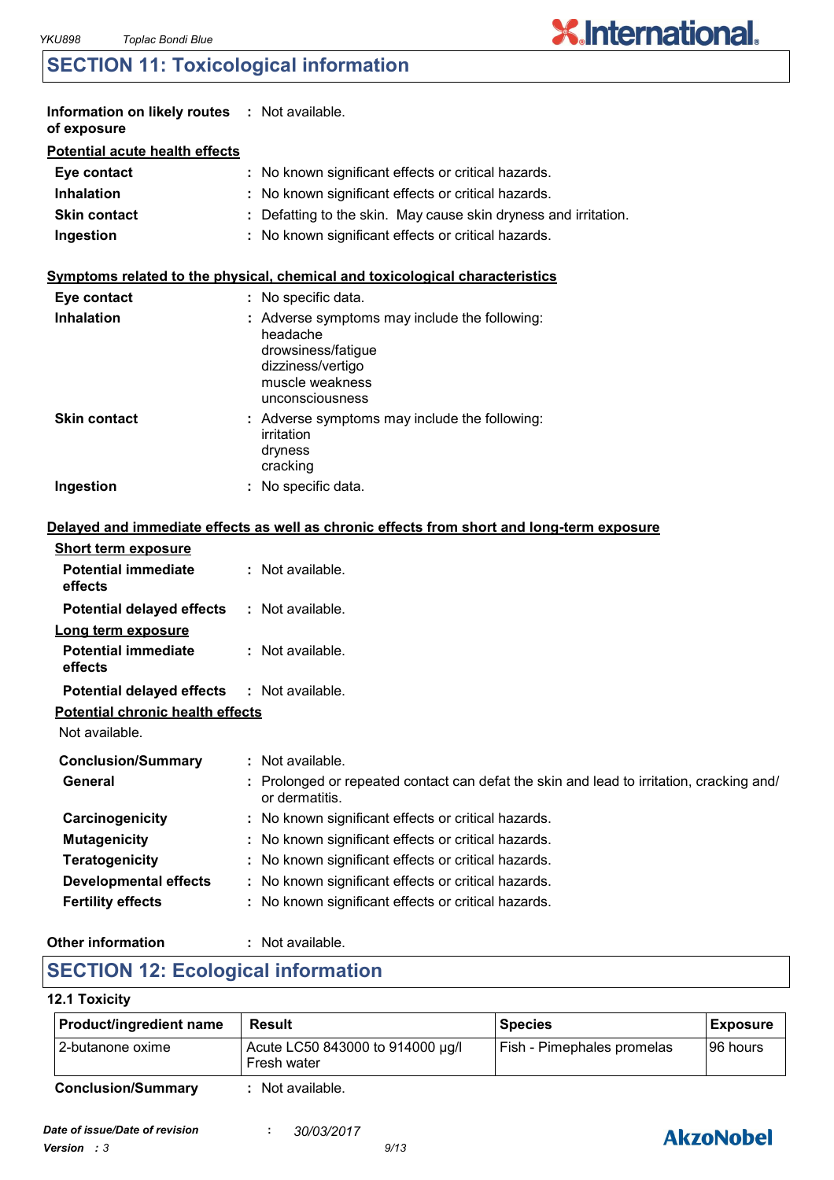## SECTION 11: Toxicological information

**Information on likely routes of exposure** : Not available.

**Potential acute health effects**

| | |
|---|---|
| **Eye contact** | : No known significant effects or critical hazards. |
| **Inhalation** | : No known significant effects or critical hazards. |
| **Skin contact** | : Defatting to the skin. May cause skin dryness and irritation. |
| **Ingestion** | : No known significant effects or critical hazards. |

**Symptoms related to the physical, chemical and toxicological characteristics**

**Eye contact** : No specific data.

**Inhalation** : Adverse symptoms may include the following:
headache
drowsiness/fatigue
dizziness/vertigo
muscle weakness
unconsciousness

**Skin contact** : Adverse symptoms may include the following:
irritation
dryness
cracking

**Ingestion** : No specific data.

**Delayed and immediate effects as well as chronic effects from short and long-term exposure**

**Short term exposure**

**Potential immediate effects** : Not available.

**Potential delayed effects** : Not available.

**Long term exposure**

**Potential immediate effects** : Not available.

**Potential delayed effects** : Not available.

**Potential chronic health effects**

Not available.

| | |
|---|---|
| **Conclusion/Summary** | : Not available. |
| **General** | : Prolonged or repeated contact can defat the skin and lead to irritation, cracking and/ or dermatitis. |
| **Carcinogenicity** | : No known significant effects or critical hazards. |
| **Mutagenicity** | : No known significant effects or critical hazards. |
| **Teratogenicity** | : No known significant effects or critical hazards. |
| **Developmental effects** | : No known significant effects or critical hazards. |
| **Fertility effects** | : No known significant effects or critical hazards. |

**Other information** : Not available.

## SECTION 12: Ecological information

**12.1 Toxicity**

| Product/ingredient name | Result | Species | Exposure |
|---|---|---|---|
| 2-butanone oxime | Acute LC50 843000 to 914000 µg/l Fresh water | Fish - Pimephales promelas | 96 hours |

**Conclusion/Summary** : Not available.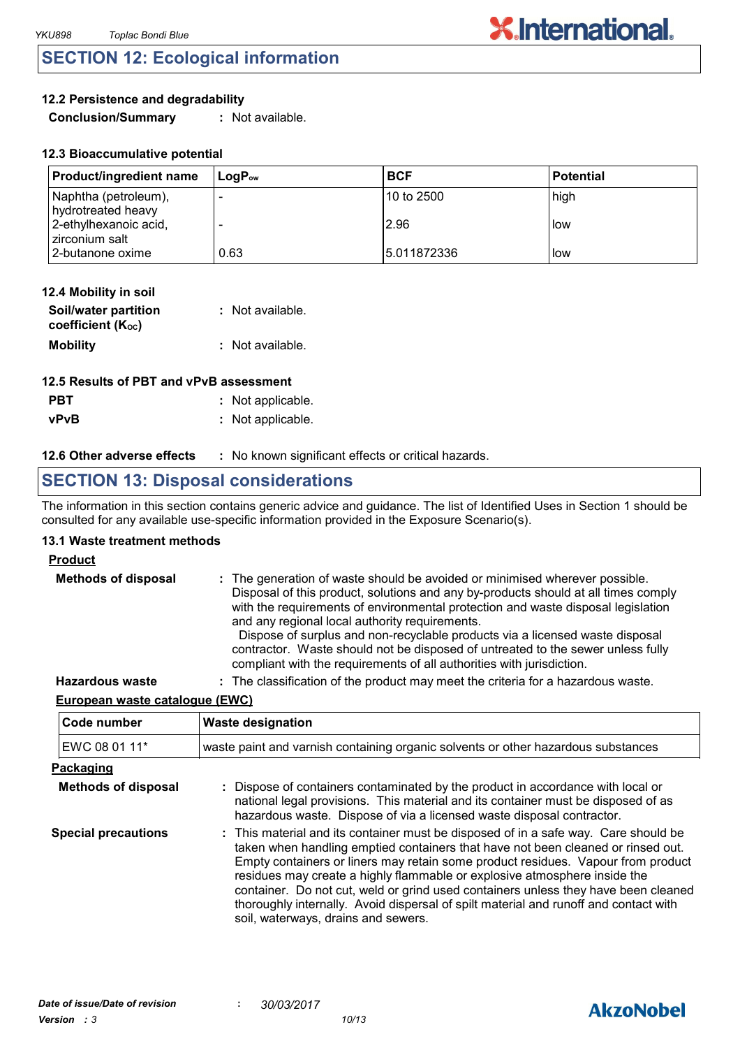## SECTION 12: Ecological information

### 12.2 Persistence and degradability

**Conclusion/Summary** : Not available.

### 12.3 Bioaccumulative potential

| Product/ingredient name | $LogP_{ow}$ | BCF | Potential |
|---|---|---|---|
| Naphtha (petroleum), hydrotreated heavy | - | 10 to 2500 | high |
| 2-ethylhexanoic acid, zirconium salt | - | 2.96 | low |
| 2-butanone oxime | 0.63 | 5.011872336 | low |

### 12.4 Mobility in soil

**Soil/water partition coefficient ($K_{OC}$)** : Not available.

**Mobility** : Not available.

### 12.5 Results of PBT and vPvB assessment

**PBT** : Not applicable.

**vPvB** : Not applicable.

### 12.6 Other adverse effects : No known significant effects or critical hazards.

## SECTION 13: Disposal considerations

The information in this section contains generic advice and guidance. The list of Identified Uses in Section 1 should be consulted for any available use-specific information provided in the Exposure Scenario(s).

### 13.1 Waste treatment methods

**Product**

**Methods of disposal** : The generation of waste should be avoided or minimised wherever possible. Disposal of this product, solutions and any by-products should at all times comply with the requirements of environmental protection and waste disposal legislation and any regional local authority requirements.
Dispose of surplus and non-recyclable products via a licensed waste disposal contractor. Waste should not be disposed of untreated to the sewer unless fully compliant with the requirements of all authorities with jurisdiction.

**Hazardous waste** : The classification of the product may meet the criteria for a hazardous waste.

**European waste catalogue (EWC)**

| Code number | Waste designation |
|---|---|
| EWC 08 01 11* | waste paint and varnish containing organic solvents or other hazardous substances |

**Packaging**

**Methods of disposal** : Dispose of containers contaminated by the product in accordance with local or national legal provisions. This material and its container must be disposed of as hazardous waste. Dispose of via a licensed waste disposal contractor.

**Special precautions** : This material and its container must be disposed of in a safe way. Care should be taken when handling emptied containers that have not been cleaned or rinsed out. Empty containers or liners may retain some product residues. Vapour from product residues may create a highly flammable or explosive atmosphere inside the container. Do not cut, weld or grind used containers unless they have been cleaned thoroughly internally. Avoid dispersal of spilt material and runoff and contact with soil, waterways, drains and sewers.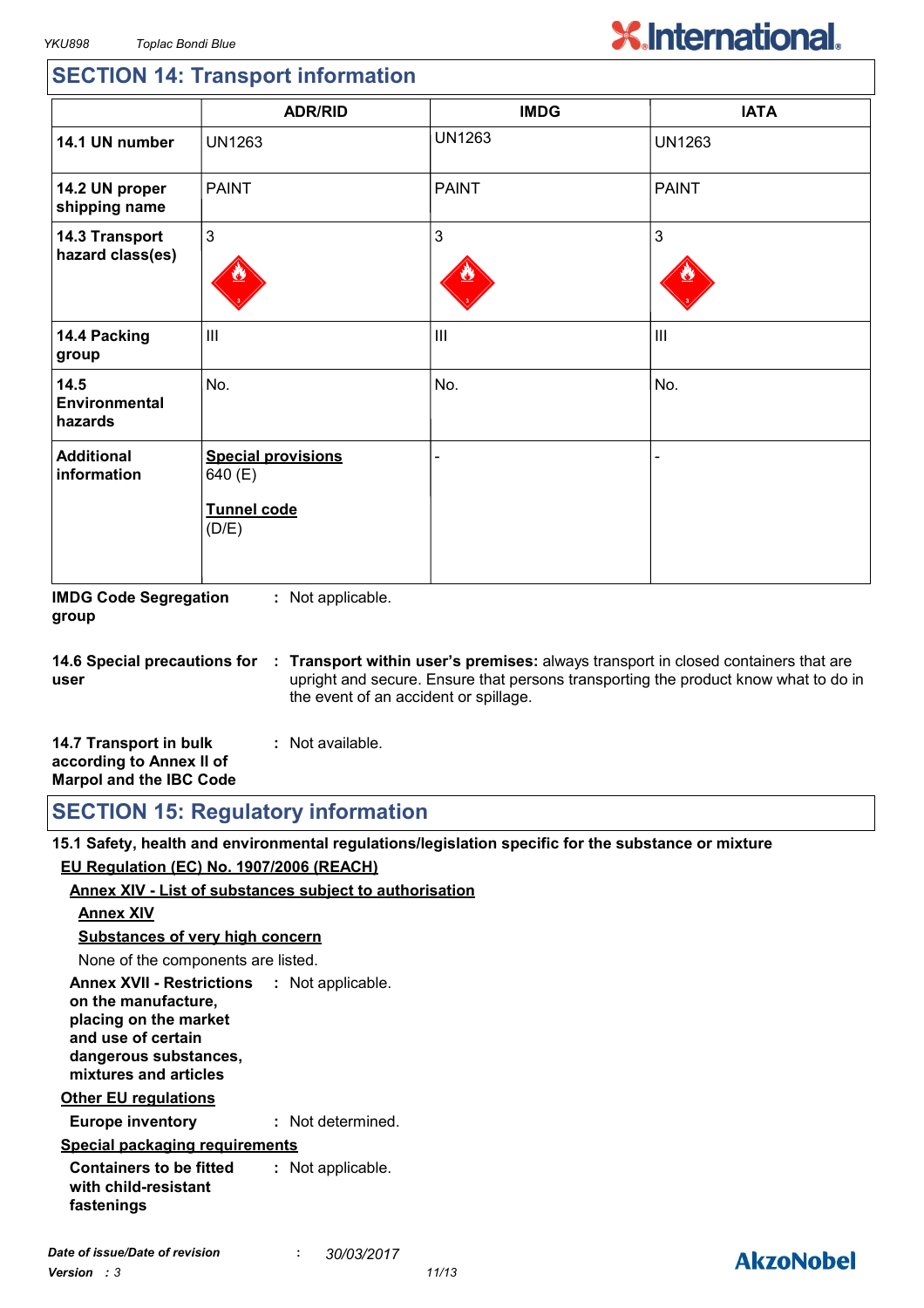## SECTION 14: Transport information

| | ADR/RID | IMDG | IATA |
|---|---|---|---|
| **14.1 UN number** | UN1263 | UN1263 | UN1263 |
| **14.2 UN proper shipping name** | PAINT | PAINT | PAINT |
| **14.3 Transport hazard class(es)** | 3 | 3 | 3 |
| **14.4 Packing group** | III | III | III |
| **14.5 Environmental hazards** | No. | No. | No. |
| **Additional information** | **Special provisions** 640 (E) **Tunnel code** (D/E) | - | - |

**IMDG Code Segregation group** : Not applicable.

**14.6 Special precautions for user** : **Transport within user's premises:** always transport in closed containers that are upright and secure. Ensure that persons transporting the product know what to do in the event of an accident or spillage.

**14.7 Transport in bulk according to Annex II of Marpol and the IBC Code** : Not available.

## SECTION 15: Regulatory information

**15.1 Safety, health and environmental regulations/legislation specific for the substance or mixture**

**EU Regulation (EC) No. 1907/2006 (REACH)**

**Annex XIV - List of substances subject to authorisation**

**Annex XIV**

**Substances of very high concern**

None of the components are listed.

**Annex XVII - Restrictions on the manufacture, placing on the market and use of certain dangerous substances, mixtures and articles** : Not applicable.

**Other EU regulations**

**Europe inventory** : Not determined.

**Special packaging requirements**

**Containers to be fitted with child-resistant fastenings** : Not applicable.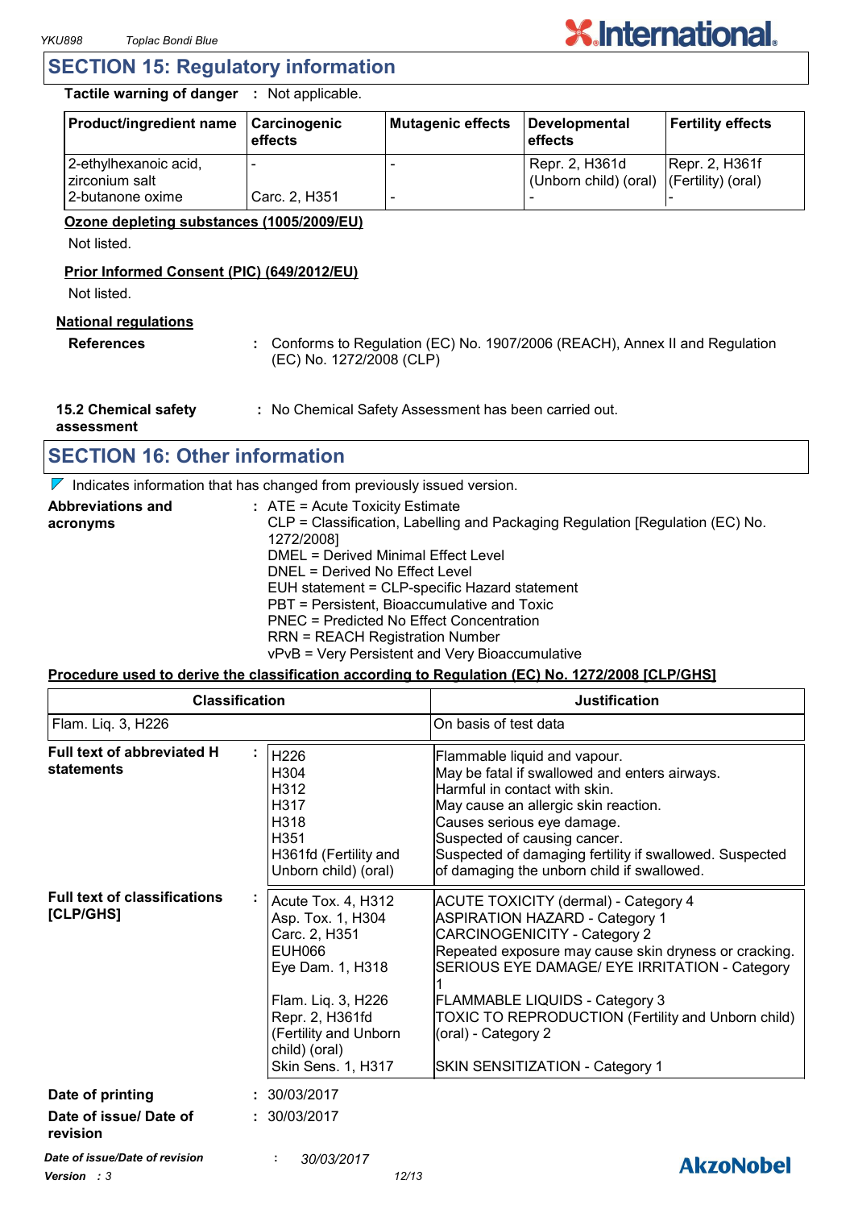## SECTION 15: Regulatory information

**Tactile warning of danger** : Not applicable.

| Product/ingredient name | Carcinogenic effects | Mutagenic effects | Developmental effects | Fertility effects |
|---|---|---|---|---|
| 2-ethylhexanoic acid, zirconium salt | - | - | Repr. 2, H361d (Unborn child) (oral) | Repr. 2, H361f (Fertility) (oral) |
| 2-butanone oxime | Carc. 2, H351 | - | - | - |

**Ozone depleting substances (1005/2009/EU)**

Not listed.

**Prior Informed Consent (PIC) (649/2012/EU)**

Not listed.

**National regulations**

**References** : Conforms to Regulation (EC) No. 1907/2006 (REACH), Annex II and Regulation (EC) No. 1272/2008 (CLP)

**15.2 Chemical safety assessment** : No Chemical Safety Assessment has been carried out.

## SECTION 16: Other information

Indicates information that has changed from previously issued version.

**Abbreviations and acronyms** : ATE = Acute Toxicity Estimate
CLP = Classification, Labelling and Packaging Regulation [Regulation (EC) No. 1272/2008]
DMEL = Derived Minimal Effect Level
DNEL = Derived No Effect Level
EUH statement = CLP-specific Hazard statement
PBT = Persistent, Bioaccumulative and Toxic
PNEC = Predicted No Effect Concentration
RRN = REACH Registration Number
vPvB = Very Persistent and Very Bioaccumulative

**Procedure used to derive the classification according to Regulation (EC) No. 1272/2008 [CLP/GHS]**

| Classification | Justification |
|---|---|
| Flam. Liq. 3, H226 | On basis of test data |

**Full text of abbreviated H statements** :

| | |
|---|---|
| H226 | Flammable liquid and vapour. |
| H304 | May be fatal if swallowed and enters airways. |
| H312 | Harmful in contact with skin. |
| H317 | May cause an allergic skin reaction. |
| H318 | Causes serious eye damage. |
| H351 | Suspected of causing cancer. |
| H361fd (Fertility and Unborn child) (oral) | Suspected of damaging fertility if swallowed. Suspected of damaging the unborn child if swallowed. |

**Full text of classifications [CLP/GHS]** :

| | |
|---|---|
| Acute Tox. 4, H312 | ACUTE TOXICITY (dermal) - Category 4 |
| Asp. Tox. 1, H304 | ASPIRATION HAZARD - Category 1 |
| Carc. 2, H351 | CARCINOGENICITY - Category 2 |
| EUH066 | Repeated exposure may cause skin dryness or cracking. |
| Eye Dam. 1, H318 | SERIOUS EYE DAMAGE/ EYE IRRITATION - Category 1 |
| Flam. Liq. 3, H226 | FLAMMABLE LIQUIDS - Category 3 |
| Repr. 2, H361fd (Fertility and Unborn child) (oral) | TOXIC TO REPRODUCTION (Fertility and Unborn child) (oral) - Category 2 |
| Skin Sens. 1, H317 | SKIN SENSITIZATION - Category 1 |

**Date of printing** : 30/03/2017

**Date of issue/ Date of revision** : 30/03/2017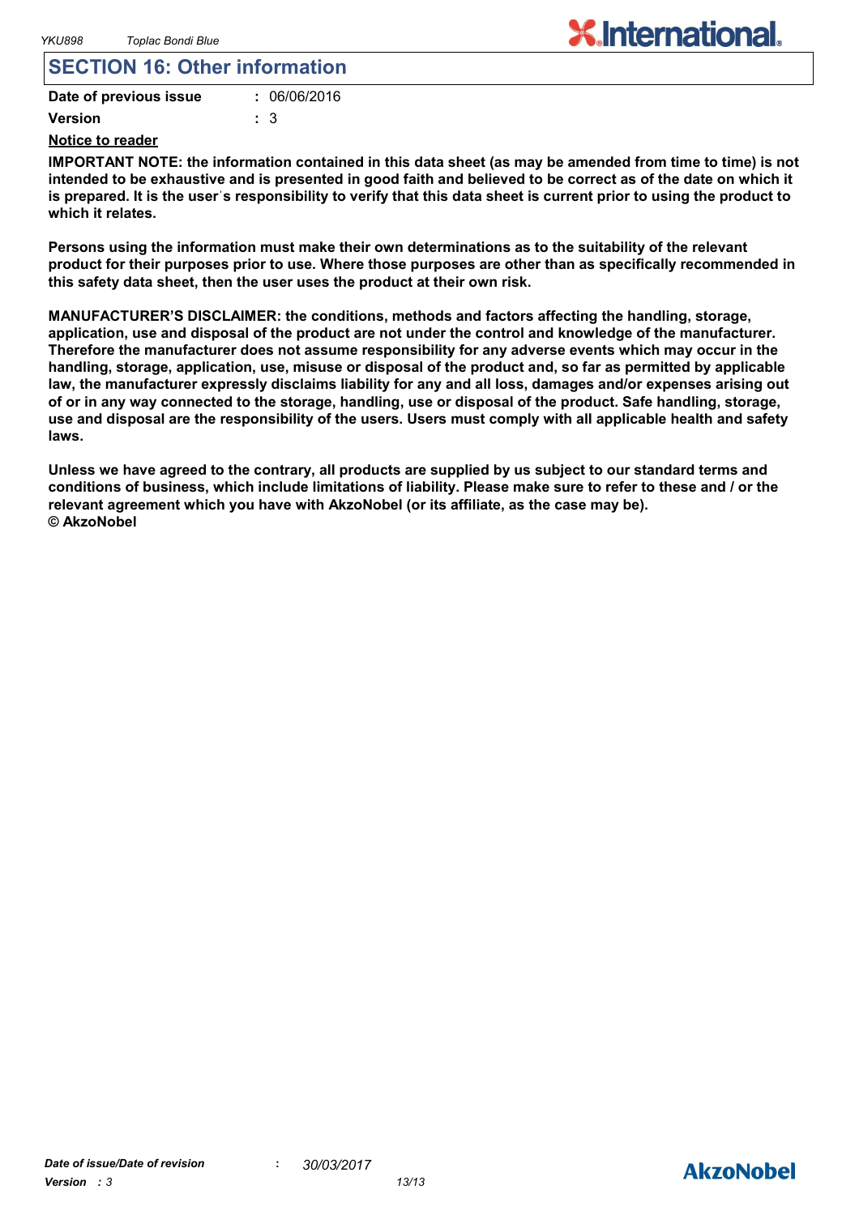## SECTION 16: Other information

**Date of previous issue** : 06/06/2016

**Version** : 3

**Notice to reader**

**IMPORTANT NOTE: the information contained in this data sheet (as may be amended from time to time) is not intended to be exhaustive and is presented in good faith and believed to be correct as of the date on which it is prepared. It is the user's responsibility to verify that this data sheet is current prior to using the product to which it relates.**

**Persons using the information must make their own determinations as to the suitability of the relevant product for their purposes prior to use. Where those purposes are other than as specifically recommended in this safety data sheet, then the user uses the product at their own risk.**

**MANUFACTURER'S DISCLAIMER: the conditions, methods and factors affecting the handling, storage, application, use and disposal of the product are not under the control and knowledge of the manufacturer. Therefore the manufacturer does not assume responsibility for any adverse events which may occur in the handling, storage, application, use, misuse or disposal of the product and, so far as permitted by applicable law, the manufacturer expressly disclaims liability for any and all loss, damages and/or expenses arising out of or in any way connected to the storage, handling, use or disposal of the product. Safe handling, storage, use and disposal are the responsibility of the users. Users must comply with all applicable health and safety laws.**

**Unless we have agreed to the contrary, all products are supplied by us subject to our standard terms and conditions of business, which include limitations of liability. Please make sure to refer to these and / or the relevant agreement which you have with AkzoNobel (or its affiliate, as the case may be).**
**© AkzoNobel**